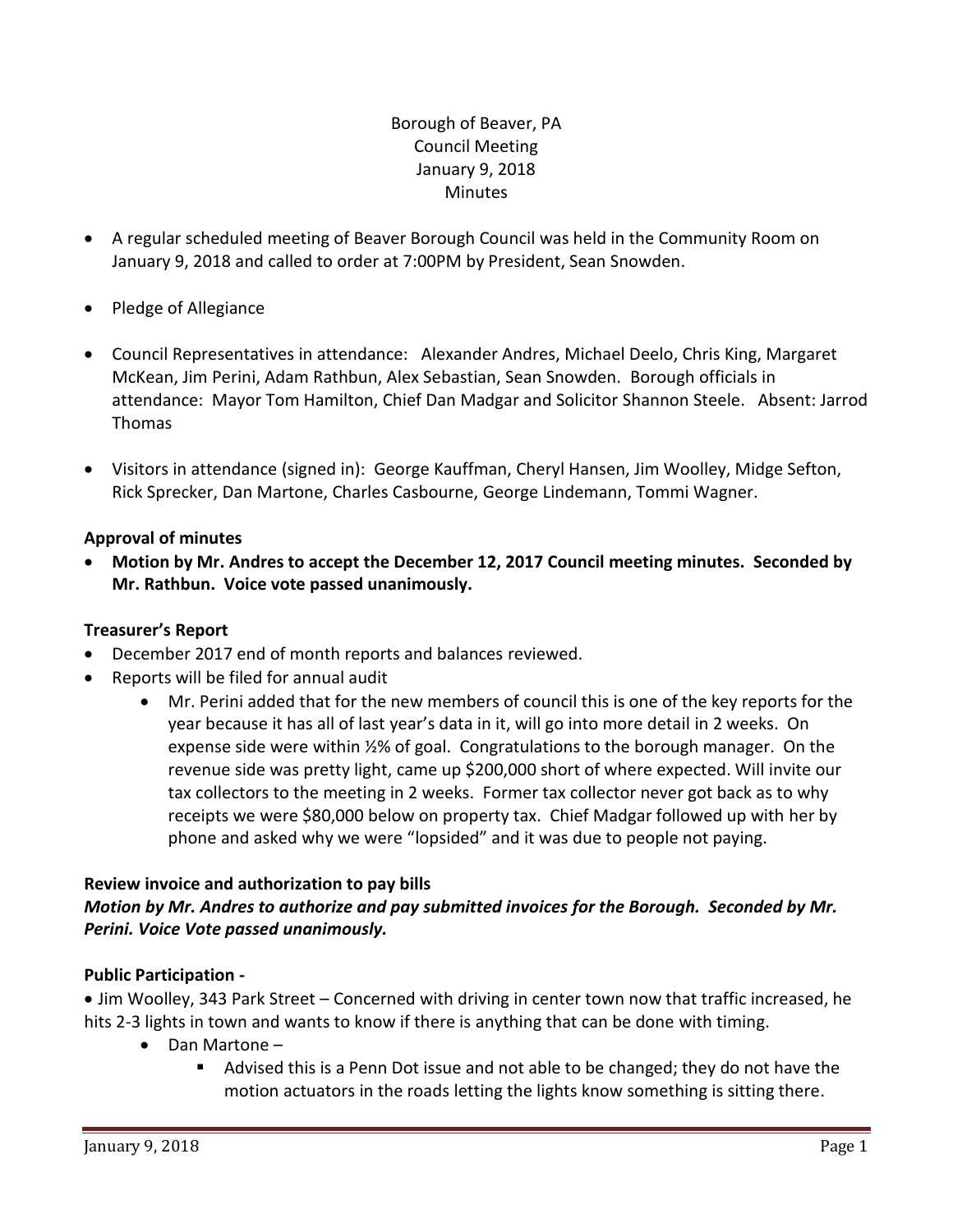Borough of Beaver, PA
Council Meeting
January 9, 2018
Minutes

- A regular scheduled meeting of Beaver Borough Council was held in the Community Room on January 9, 2018 and called to order at 7:00PM by President, Sean Snowden.
- Pledge of Allegiance
- Council Representatives in attendance: Alexander Andres, Michael Deelo, Chris King, Margaret McKean, Jim Perini, Adam Rathbun, Alex Sebastian, Sean Snowden. Borough officials in attendance: Mayor Tom Hamilton, Chief Dan Madgar and Solicitor Shannon Steele. Absent: Jarrod Thomas
- Visitors in attendance (signed in): George Kauffman, Cheryl Hansen, Jim Woolley, Midge Sefton, Rick Sprecker, Dan Martone, Charles Casbourne, George Lindemann, Tommi Wagner.

**Approval of minutes**

- **Motion by Mr. Andres to accept the December 12, 2017 Council meeting minutes. Seconded by Mr. Rathbun. Voice vote passed unanimously.**

**Treasurer's Report**

- December 2017 end of month reports and balances reviewed.
- Reports will be filed for annual audit
  - Mr. Perini added that for the new members of council this is one of the key reports for the year because it has all of last year's data in it, will go into more detail in 2 weeks. On expense side were within ½% of goal. Congratulations to the borough manager. On the revenue side was pretty light, came up $200,000 short of where expected. Will invite our tax collectors to the meeting in 2 weeks. Former tax collector never got back as to why receipts we were $80,000 below on property tax. Chief Madgar followed up with her by phone and asked why we were "lopsided" and it was due to people not paying.

**Review invoice and authorization to pay bills**

***Motion by Mr. Andres to authorize and pay submitted invoices for the Borough. Seconded by Mr. Perini. Voice Vote passed unanimously.***

**Public Participation -**

- Jim Woolley, 343 Park Street – Concerned with driving in center town now that traffic increased, he hits 2-3 lights in town and wants to know if there is anything that can be done with timing.
  - Dan Martone –
    - Advised this is a Penn Dot issue and not able to be changed; they do not have the motion actuators in the roads letting the lights know something is sitting there.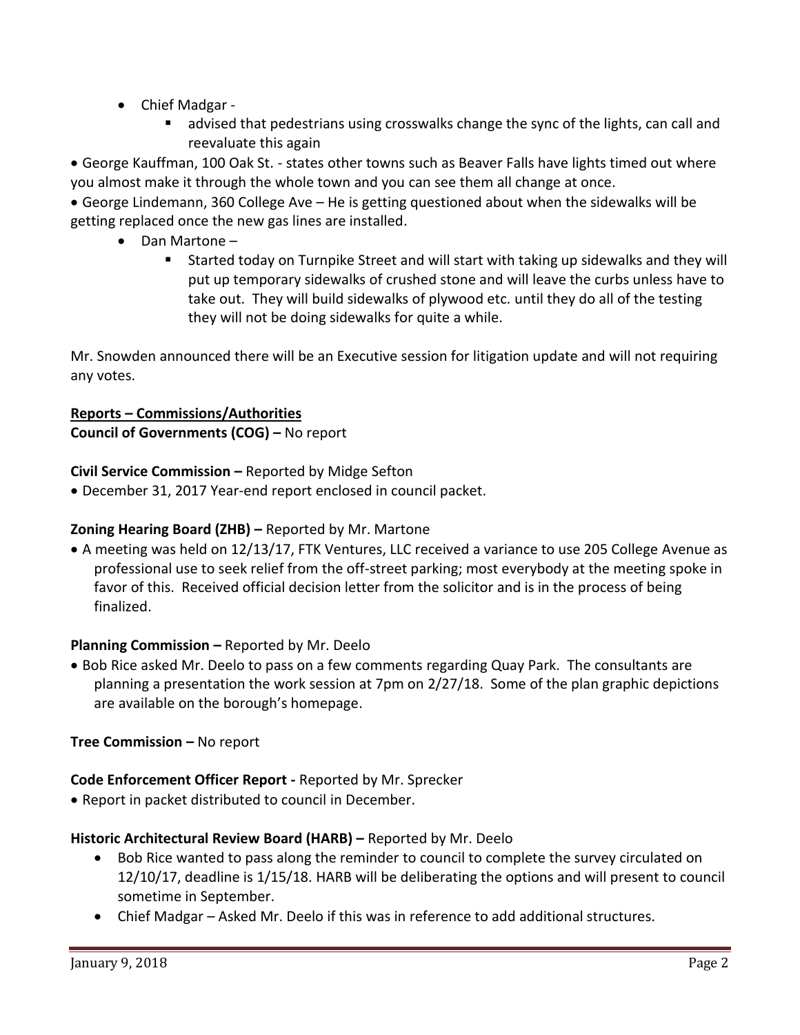- Chief Madgar -
    - advised that pedestrians using crosswalks change the sync of the lights, can call and reevaluate this again

- George Kauffman, 100 Oak St. - states other towns such as Beaver Falls have lights timed out where you almost make it through the whole town and you can see them all change at once.
- George Lindemann, 360 College Ave – He is getting questioned about when the sidewalks will be getting replaced once the new gas lines are installed.
    - Dan Martone –
        - Started today on Turnpike Street and will start with taking up sidewalks and they will put up temporary sidewalks of crushed stone and will leave the curbs unless have to take out. They will build sidewalks of plywood etc. until they do all of the testing they will not be doing sidewalks for quite a while.

Mr. Snowden announced there will be an Executive session for litigation update and will not requiring any votes.

**Reports – Commissions/Authorities**

**Council of Governments (COG) –** No report

**Civil Service Commission –** Reported by Midge Sefton

- December 31, 2017 Year-end report enclosed in council packet.

**Zoning Hearing Board (ZHB) –** Reported by Mr. Martone

- A meeting was held on 12/13/17, FTK Ventures, LLC received a variance to use 205 College Avenue as professional use to seek relief from the off-street parking; most everybody at the meeting spoke in favor of this. Received official decision letter from the solicitor and is in the process of being finalized.

**Planning Commission –** Reported by Mr. Deelo

- Bob Rice asked Mr. Deelo to pass on a few comments regarding Quay Park. The consultants are planning a presentation the work session at 7pm on 2/27/18. Some of the plan graphic depictions are available on the borough's homepage.

**Tree Commission –** No report

**Code Enforcement Officer Report -** Reported by Mr. Sprecker

- Report in packet distributed to council in December.

**Historic Architectural Review Board (HARB) –** Reported by Mr. Deelo

- Bob Rice wanted to pass along the reminder to council to complete the survey circulated on 12/10/17, deadline is 1/15/18. HARB will be deliberating the options and will present to council sometime in September.
- Chief Madgar – Asked Mr. Deelo if this was in reference to add additional structures.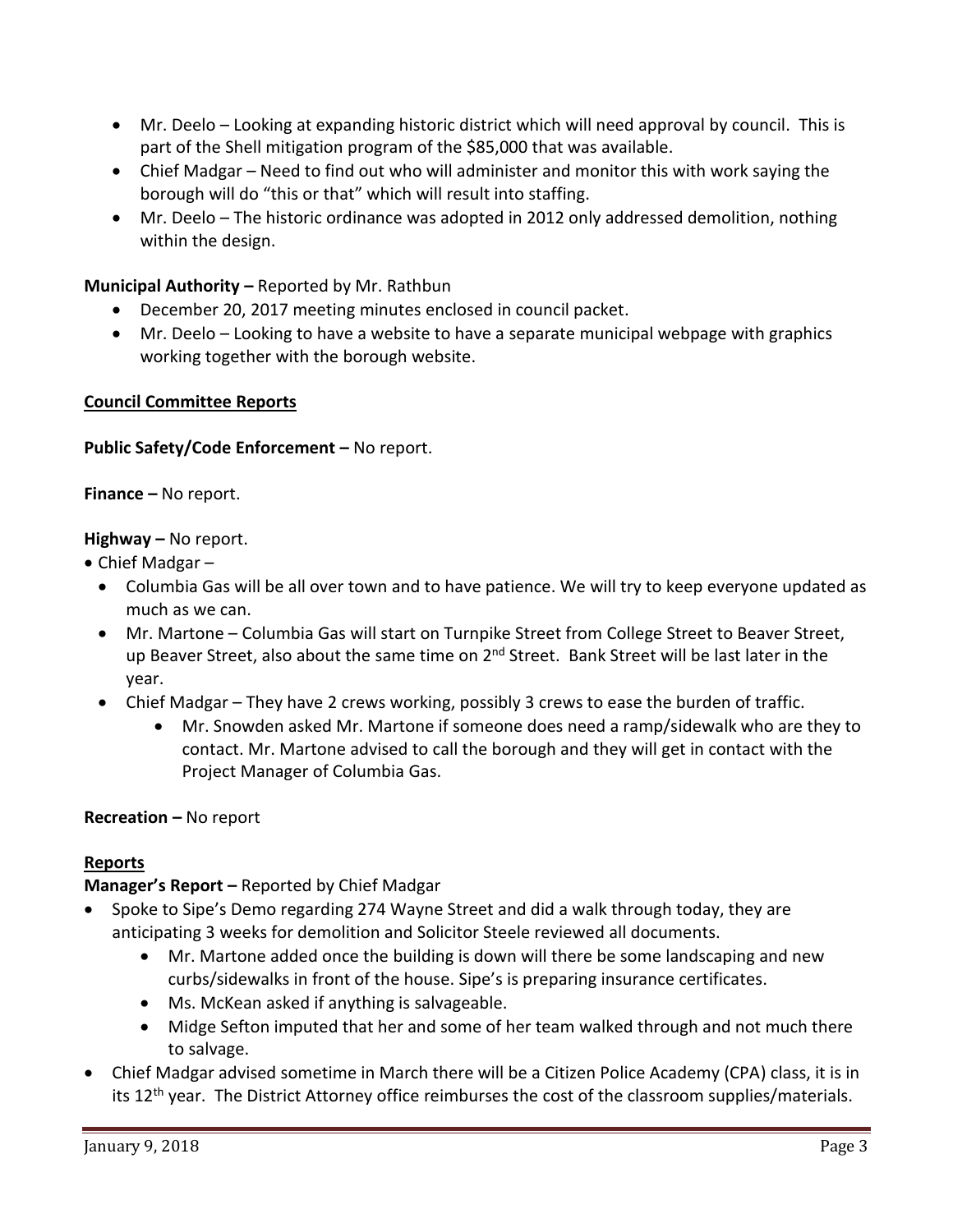- Mr. Deelo – Looking at expanding historic district which will need approval by council. This is part of the Shell mitigation program of the $85,000 that was available.
- Chief Madgar – Need to find out who will administer and monitor this with work saying the borough will do "this or that" which will result into staffing.
- Mr. Deelo – The historic ordinance was adopted in 2012 only addressed demolition, nothing within the design.

**Municipal Authority –** Reported by Mr. Rathbun

- December 20, 2017 meeting minutes enclosed in council packet.
- Mr. Deelo – Looking to have a website to have a separate municipal webpage with graphics working together with the borough website.

**Council Committee Reports**

**Public Safety/Code Enforcement –** No report.

**Finance –** No report.

**Highway –** No report.

- Chief Madgar –
  - Columbia Gas will be all over town and to have patience. We will try to keep everyone updated as much as we can.
  - Mr. Martone – Columbia Gas will start on Turnpike Street from College Street to Beaver Street, up Beaver Street, also about the same time on 2nd Street. Bank Street will be last later in the year.
  - Chief Madgar – They have 2 crews working, possibly 3 crews to ease the burden of traffic.
    - Mr. Snowden asked Mr. Martone if someone does need a ramp/sidewalk who are they to contact. Mr. Martone advised to call the borough and they will get in contact with the Project Manager of Columbia Gas.

**Recreation –** No report

**Reports**

**Manager's Report –** Reported by Chief Madgar

- Spoke to Sipe's Demo regarding 274 Wayne Street and did a walk through today, they are anticipating 3 weeks for demolition and Solicitor Steele reviewed all documents.
  - Mr. Martone added once the building is down will there be some landscaping and new curbs/sidewalks in front of the house. Sipe's is preparing insurance certificates.
  - Ms. McKean asked if anything is salvageable.
  - Midge Sefton imputed that her and some of her team walked through and not much there to salvage.
- Chief Madgar advised sometime in March there will be a Citizen Police Academy (CPA) class, it is in its 12th year. The District Attorney office reimburses the cost of the classroom supplies/materials.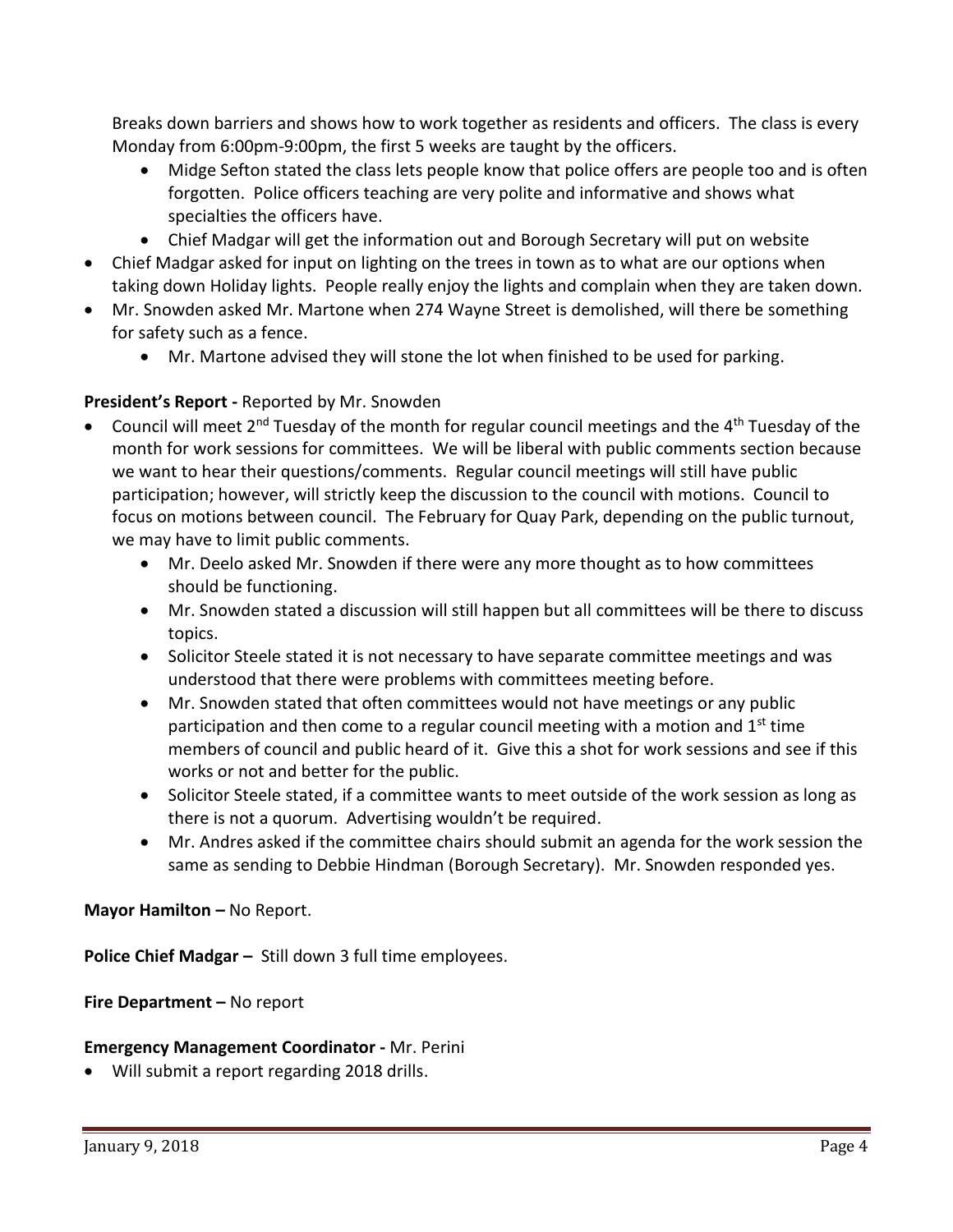Breaks down barriers and shows how to work together as residents and officers. The class is every Monday from 6:00pm-9:00pm, the first 5 weeks are taught by the officers.

- Midge Sefton stated the class lets people know that police offers are people too and is often forgotten. Police officers teaching are very polite and informative and shows what specialties the officers have.
- Chief Madgar will get the information out and Borough Secretary will put on website

- Chief Madgar asked for input on lighting on the trees in town as to what are our options when taking down Holiday lights. People really enjoy the lights and complain when they are taken down.
- Mr. Snowden asked Mr. Martone when 274 Wayne Street is demolished, will there be something for safety such as a fence.
  - Mr. Martone advised they will stone the lot when finished to be used for parking.

**President's Report -** Reported by Mr. Snowden

- Council will meet 2nd Tuesday of the month for regular council meetings and the 4th Tuesday of the month for work sessions for committees. We will be liberal with public comments section because we want to hear their questions/comments. Regular council meetings will still have public participation; however, will strictly keep the discussion to the council with motions. Council to focus on motions between council. The February for Quay Park, depending on the public turnout, we may have to limit public comments.
  - Mr. Deelo asked Mr. Snowden if there were any more thought as to how committees should be functioning.
  - Mr. Snowden stated a discussion will still happen but all committees will be there to discuss topics.
  - Solicitor Steele stated it is not necessary to have separate committee meetings and was understood that there were problems with committees meeting before.
  - Mr. Snowden stated that often committees would not have meetings or any public participation and then come to a regular council meeting with a motion and 1st time members of council and public heard of it. Give this a shot for work sessions and see if this works or not and better for the public.
  - Solicitor Steele stated, if a committee wants to meet outside of the work session as long as there is not a quorum. Advertising wouldn't be required.
  - Mr. Andres asked if the committee chairs should submit an agenda for the work session the same as sending to Debbie Hindman (Borough Secretary). Mr. Snowden responded yes.

**Mayor Hamilton –** No Report.

**Police Chief Madgar –** Still down 3 full time employees.

**Fire Department –** No report

**Emergency Management Coordinator -** Mr. Perini

- Will submit a report regarding 2018 drills.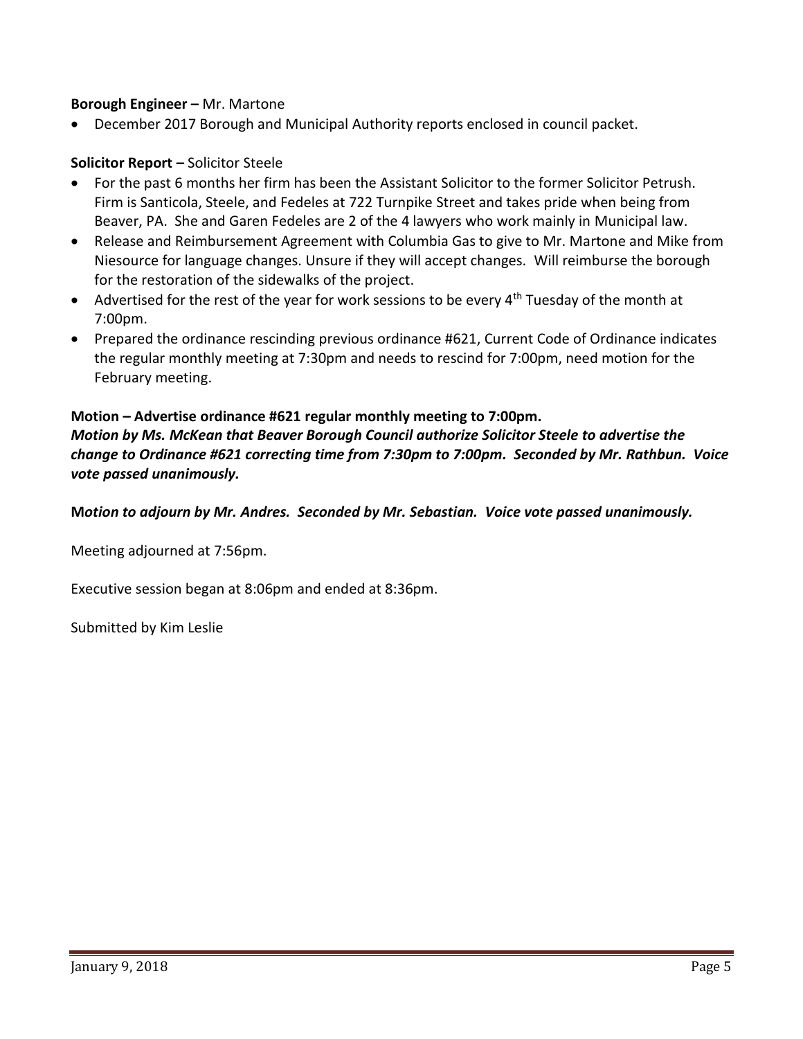**Borough Engineer –** Mr. Martone

- December 2017 Borough and Municipal Authority reports enclosed in council packet.

**Solicitor Report –** Solicitor Steele

- For the past 6 months her firm has been the Assistant Solicitor to the former Solicitor Petrush. Firm is Santicola, Steele, and Fedeles at 722 Turnpike Street and takes pride when being from Beaver, PA. She and Garen Fedeles are 2 of the 4 lawyers who work mainly in Municipal law.
- Release and Reimbursement Agreement with Columbia Gas to give to Mr. Martone and Mike from Niesource for language changes. Unsure if they will accept changes. Will reimburse the borough for the restoration of the sidewalks of the project.
- Advertised for the rest of the year for work sessions to be every 4th Tuesday of the month at 7:00pm.
- Prepared the ordinance rescinding previous ordinance #621, Current Code of Ordinance indicates the regular monthly meeting at 7:30pm and needs to rescind for 7:00pm, need motion for the February meeting.

**Motion – Advertise ordinance #621 regular monthly meeting to 7:00pm.**
***Motion by Ms. McKean that Beaver Borough Council authorize Solicitor Steele to advertise the change to Ordinance #621 correcting time from 7:30pm to 7:00pm. Seconded by Mr. Rathbun. Voice vote passed unanimously.***

**M*otion to adjourn by Mr. Andres. Seconded by Mr. Sebastian. Voice vote passed unanimously.***

Meeting adjourned at 7:56pm.

Executive session began at 8:06pm and ended at 8:36pm.

Submitted by Kim Leslie